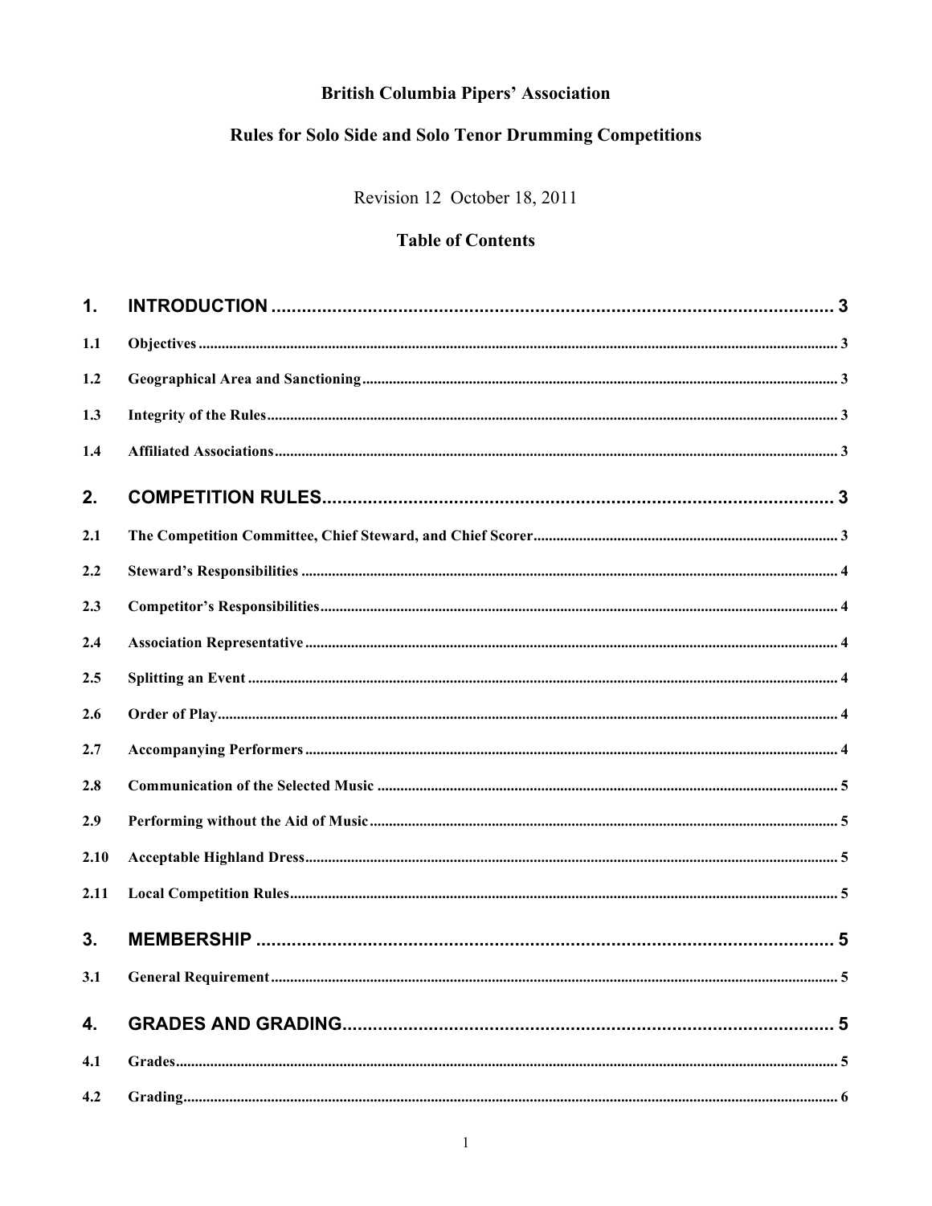# British Columbia Pipers' Association

## Rules for Solo Side and Solo Tenor Drumming Competitions

Revision 12 October 18, 2011

### Table of Contents

| | | |
|---|---|---|
| **1.** | **INTRODUCTION** | **3** |
| 1.1 | Objectives | 3 |
| 1.2 | Geographical Area and Sanctioning | 3 |
| 1.3 | Integrity of the Rules | 3 |
| 1.4 | Affiliated Associations | 3 |
| **2.** | **COMPETITION RULES** | **3** |
| 2.1 | The Competition Committee, Chief Steward, and Chief Scorer | 3 |
| 2.2 | Steward's Responsibilities | 4 |
| 2.3 | Competitor's Responsibilities | 4 |
| 2.4 | Association Representative | 4 |
| 2.5 | Splitting an Event | 4 |
| 2.6 | Order of Play | 4 |
| 2.7 | Accompanying Performers | 4 |
| 2.8 | Communication of the Selected Music | 5 |
| 2.9 | Performing without the Aid of Music | 5 |
| 2.10 | Acceptable Highland Dress | 5 |
| 2.11 | Local Competition Rules | 5 |
| **3.** | **MEMBERSHIP** | **5** |
| 3.1 | General Requirement | 5 |
| **4.** | **GRADES AND GRADING** | **5** |
| 4.1 | Grades | 5 |
| 4.2 | Grading | 6 |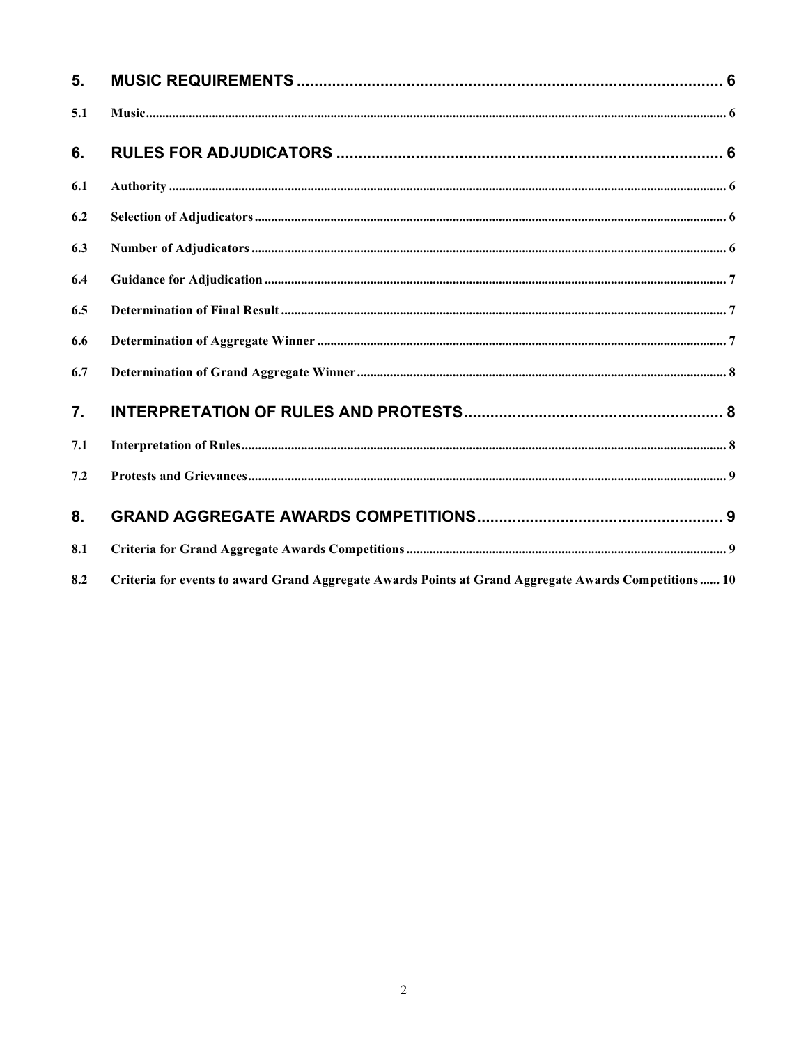**5. MUSIC REQUIREMENTS ........................................................................................ 6**

**5.1 Music ........................................................................................................................................ 6**

**6. RULES FOR ADJUDICATORS ............................................................................... 6**

**6.1 Authority ................................................................................................................................... 6**

**6.2 Selection of Adjudicators ........................................................................................................ 6**

**6.3 Number of Adjudicators .......................................................................................................... 6**

**6.4 Guidance for Adjudication ...................................................................................................... 7**

**6.5 Determination of Final Result ................................................................................................. 7**

**6.6 Determination of Aggregate Winner ...................................................................................... 7**

**6.7 Determination of Grand Aggregate Winner ........................................................................... 8**

**7. INTERPRETATION OF RULES AND PROTESTS .................................................. 8**

**7.1 Interpretation of Rules ............................................................................................................. 8**

**7.2 Protests and Grievances .......................................................................................................... 9**

**8. GRAND AGGREGATE AWARDS COMPETITIONS ............................................... 9**

**8.1 Criteria for Grand Aggregate Awards Competitions ............................................................ 9**

**8.2 Criteria for events to award Grand Aggregate Awards Points at Grand Aggregate Awards Competitions ...... 10**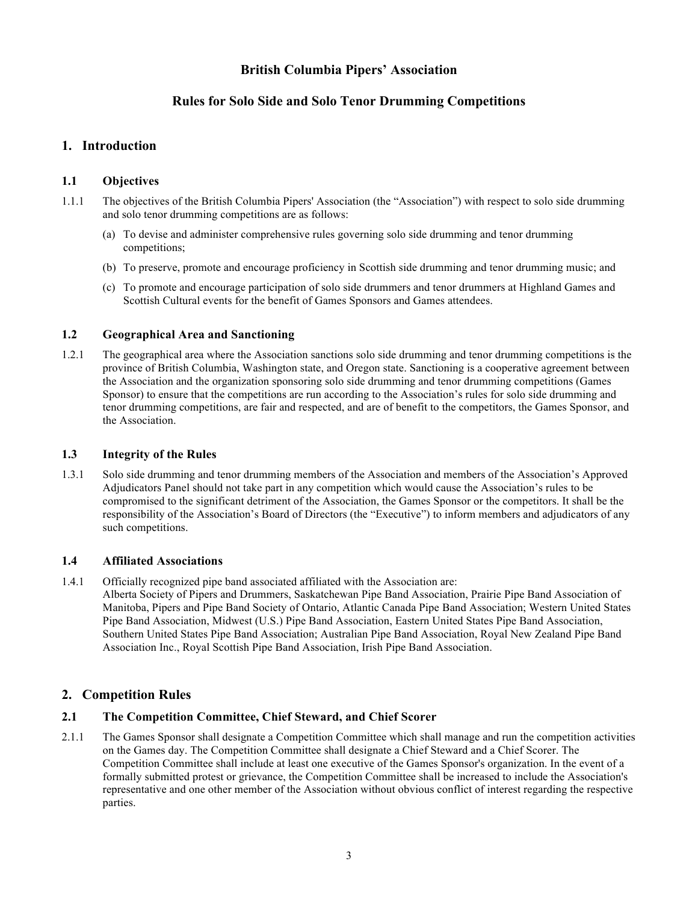# British Columbia Pipers' Association

## Rules for Solo Side and Solo Tenor Drumming Competitions

## 1. Introduction

### 1.1 Objectives

1.1.1 The objectives of the British Columbia Pipers' Association (the "Association") with respect to solo side drumming and solo tenor drumming competitions are as follows:

(a) To devise and administer comprehensive rules governing solo side drumming and tenor drumming competitions;

(b) To preserve, promote and encourage proficiency in Scottish side drumming and tenor drumming music; and

(c) To promote and encourage participation of solo side drummers and tenor drummers at Highland Games and Scottish Cultural events for the benefit of Games Sponsors and Games attendees.

### 1.2 Geographical Area and Sanctioning

1.2.1 The geographical area where the Association sanctions solo side drumming and tenor drumming competitions is the province of British Columbia, Washington state, and Oregon state. Sanctioning is a cooperative agreement between the Association and the organization sponsoring solo side drumming and tenor drumming competitions (Games Sponsor) to ensure that the competitions are run according to the Association's rules for solo side drumming and tenor drumming competitions, are fair and respected, and are of benefit to the competitors, the Games Sponsor, and the Association.

### 1.3 Integrity of the Rules

1.3.1 Solo side drumming and tenor drumming members of the Association and members of the Association's Approved Adjudicators Panel should not take part in any competition which would cause the Association's rules to be compromised to the significant detriment of the Association, the Games Sponsor or the competitors. It shall be the responsibility of the Association's Board of Directors (the "Executive") to inform members and adjudicators of any such competitions.

### 1.4 Affiliated Associations

1.4.1 Officially recognized pipe band associated affiliated with the Association are:
Alberta Society of Pipers and Drummers, Saskatchewan Pipe Band Association, Prairie Pipe Band Association of Manitoba, Pipers and Pipe Band Society of Ontario, Atlantic Canada Pipe Band Association; Western United States Pipe Band Association, Midwest (U.S.) Pipe Band Association, Eastern United States Pipe Band Association, Southern United States Pipe Band Association; Australian Pipe Band Association, Royal New Zealand Pipe Band Association Inc., Royal Scottish Pipe Band Association, Irish Pipe Band Association.

## 2. Competition Rules

### 2.1 The Competition Committee, Chief Steward, and Chief Scorer

2.1.1 The Games Sponsor shall designate a Competition Committee which shall manage and run the competition activities on the Games day. The Competition Committee shall designate a Chief Steward and a Chief Scorer. The Competition Committee shall include at least one executive of the Games Sponsor's organization. In the event of a formally submitted protest or grievance, the Competition Committee shall be increased to include the Association's representative and one other member of the Association without obvious conflict of interest regarding the respective parties.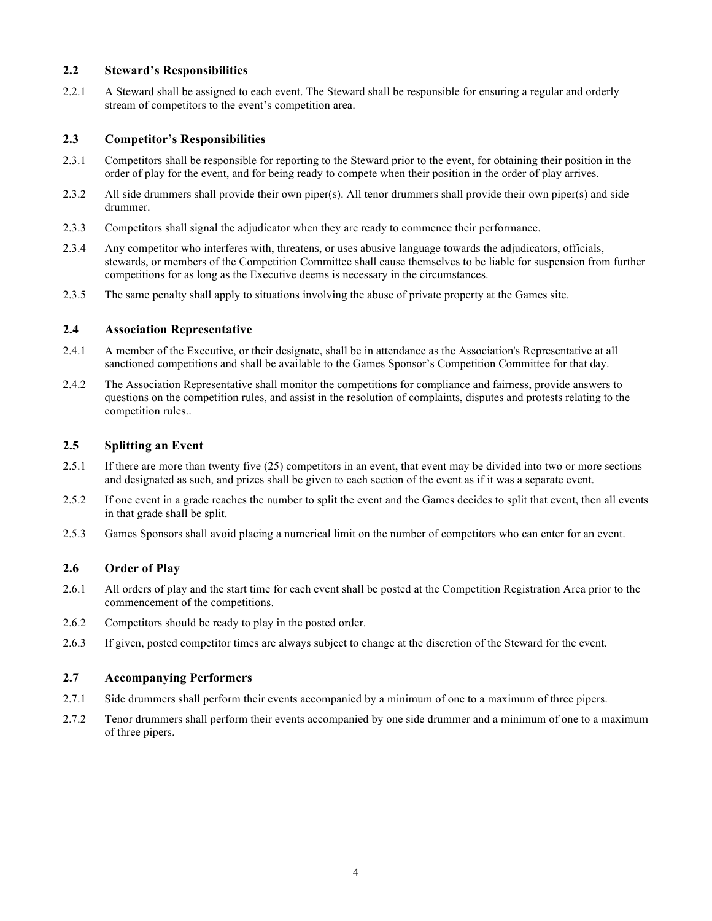## 2.2 Steward's Responsibilities

2.2.1 A Steward shall be assigned to each event. The Steward shall be responsible for ensuring a regular and orderly stream of competitors to the event's competition area.

## 2.3 Competitor's Responsibilities

2.3.1 Competitors shall be responsible for reporting to the Steward prior to the event, for obtaining their position in the order of play for the event, and for being ready to compete when their position in the order of play arrives.

2.3.2 All side drummers shall provide their own piper(s). All tenor drummers shall provide their own piper(s) and side drummer.

2.3.3 Competitors shall signal the adjudicator when they are ready to commence their performance.

2.3.4 Any competitor who interferes with, threatens, or uses abusive language towards the adjudicators, officials, stewards, or members of the Competition Committee shall cause themselves to be liable for suspension from further competitions for as long as the Executive deems is necessary in the circumstances.

2.3.5 The same penalty shall apply to situations involving the abuse of private property at the Games site.

## 2.4 Association Representative

2.4.1 A member of the Executive, or their designate, shall be in attendance as the Association's Representative at all sanctioned competitions and shall be available to the Games Sponsor's Competition Committee for that day.

2.4.2 The Association Representative shall monitor the competitions for compliance and fairness, provide answers to questions on the competition rules, and assist in the resolution of complaints, disputes and protests relating to the competition rules..

## 2.5 Splitting an Event

2.5.1 If there are more than twenty five (25) competitors in an event, that event may be divided into two or more sections and designated as such, and prizes shall be given to each section of the event as if it was a separate event.

2.5.2 If one event in a grade reaches the number to split the event and the Games decides to split that event, then all events in that grade shall be split.

2.5.3 Games Sponsors shall avoid placing a numerical limit on the number of competitors who can enter for an event.

## 2.6 Order of Play

2.6.1 All orders of play and the start time for each event shall be posted at the Competition Registration Area prior to the commencement of the competitions.

2.6.2 Competitors should be ready to play in the posted order.

2.6.3 If given, posted competitor times are always subject to change at the discretion of the Steward for the event.

## 2.7 Accompanying Performers

2.7.1 Side drummers shall perform their events accompanied by a minimum of one to a maximum of three pipers.

2.7.2 Tenor drummers shall perform their events accompanied by one side drummer and a minimum of one to a maximum of three pipers.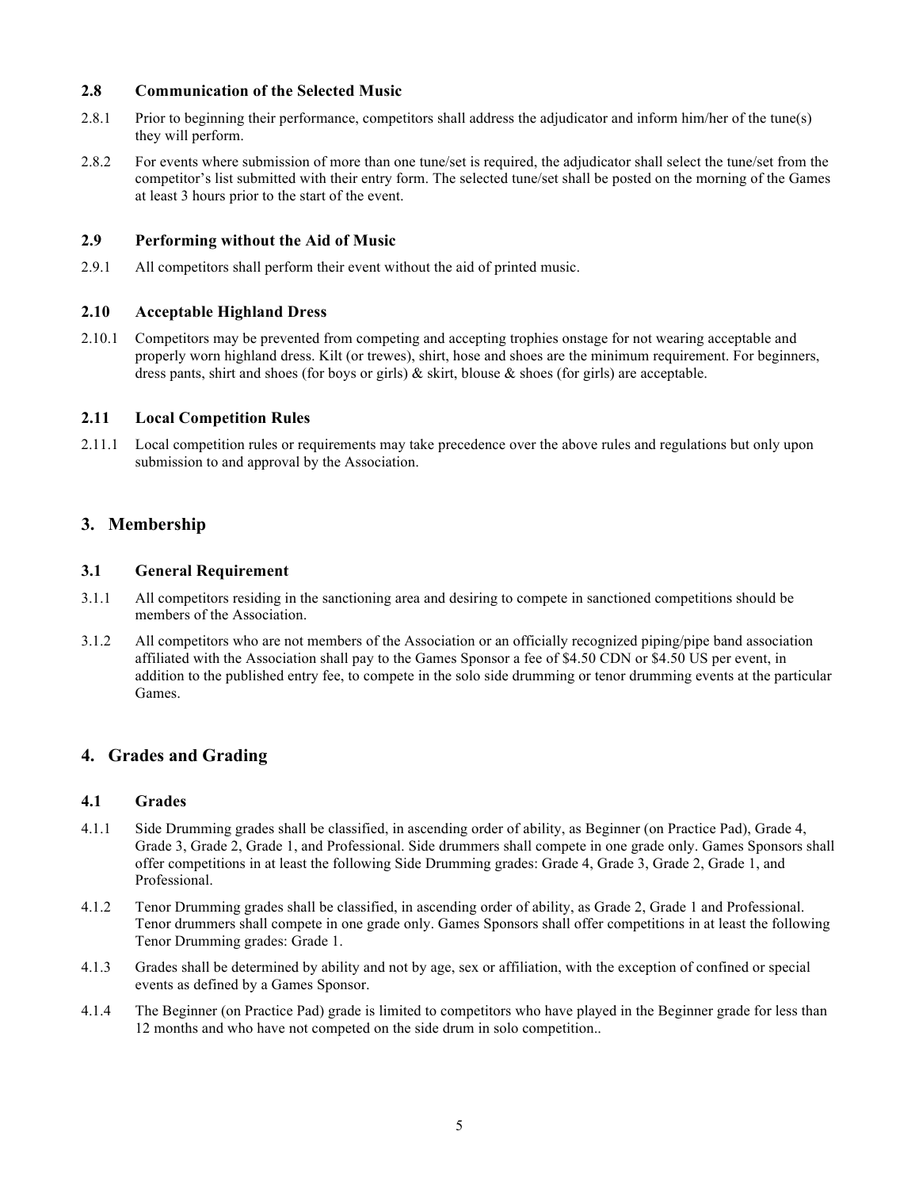### 2.8 Communication of the Selected Music

2.8.1 Prior to beginning their performance, competitors shall address the adjudicator and inform him/her of the tune(s) they will perform.

2.8.2 For events where submission of more than one tune/set is required, the adjudicator shall select the tune/set from the competitor's list submitted with their entry form. The selected tune/set shall be posted on the morning of the Games at least 3 hours prior to the start of the event.

### 2.9 Performing without the Aid of Music

2.9.1 All competitors shall perform their event without the aid of printed music.

### 2.10 Acceptable Highland Dress

2.10.1 Competitors may be prevented from competing and accepting trophies onstage for not wearing acceptable and properly worn highland dress. Kilt (or trewes), shirt, hose and shoes are the minimum requirement. For beginners, dress pants, shirt and shoes (for boys or girls) & skirt, blouse & shoes (for girls) are acceptable.

### 2.11 Local Competition Rules

2.11.1 Local competition rules or requirements may take precedence over the above rules and regulations but only upon submission to and approval by the Association.

## 3. Membership

### 3.1 General Requirement

3.1.1 All competitors residing in the sanctioning area and desiring to compete in sanctioned competitions should be members of the Association.

3.1.2 All competitors who are not members of the Association or an officially recognized piping/pipe band association affiliated with the Association shall pay to the Games Sponsor a fee of $4.50 CDN or $4.50 US per event, in addition to the published entry fee, to compete in the solo side drumming or tenor drumming events at the particular Games.

## 4. Grades and Grading

### 4.1 Grades

4.1.1 Side Drumming grades shall be classified, in ascending order of ability, as Beginner (on Practice Pad), Grade 4, Grade 3, Grade 2, Grade 1, and Professional. Side drummers shall compete in one grade only. Games Sponsors shall offer competitions in at least the following Side Drumming grades: Grade 4, Grade 3, Grade 2, Grade 1, and Professional.

4.1.2 Tenor Drumming grades shall be classified, in ascending order of ability, as Grade 2, Grade 1 and Professional. Tenor drummers shall compete in one grade only. Games Sponsors shall offer competitions in at least the following Tenor Drumming grades: Grade 1.

4.1.3 Grades shall be determined by ability and not by age, sex or affiliation, with the exception of confined or special events as defined by a Games Sponsor.

4.1.4 The Beginner (on Practice Pad) grade is limited to competitors who have played in the Beginner grade for less than 12 months and who have not competed on the side drum in solo competition..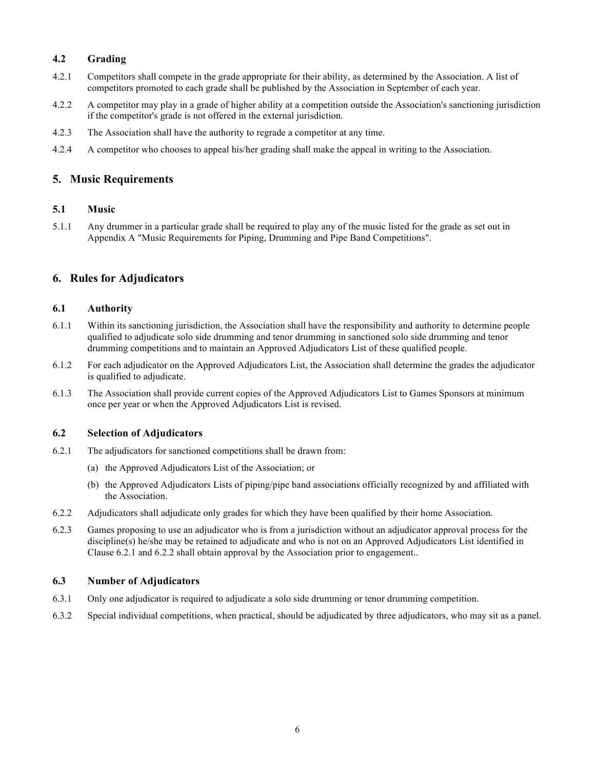### 4.2 Grading

4.2.1 Competitors shall compete in the grade appropriate for their ability, as determined by the Association. A list of competitors promoted to each grade shall be published by the Association in September of each year.

4.2.2 A competitor may play in a grade of higher ability at a competition outside the Association's sanctioning jurisdiction if the competitor's grade is not offered in the external jurisdiction.

4.2.3 The Association shall have the authority to regrade a competitor at any time.

4.2.4 A competitor who chooses to appeal his/her grading shall make the appeal in writing to the Association.

## 5. Music Requirements

### 5.1 Music

5.1.1 Any drummer in a particular grade shall be required to play any of the music listed for the grade as set out in Appendix A "Music Requirements for Piping, Drumming and Pipe Band Competitions".

## 6. Rules for Adjudicators

### 6.1 Authority

6.1.1 Within its sanctioning jurisdiction, the Association shall have the responsibility and authority to determine people qualified to adjudicate solo side drumming and tenor drumming in sanctioned solo side drumming and tenor drumming competitions and to maintain an Approved Adjudicators List of these qualified people.

6.1.2 For each adjudicator on the Approved Adjudicators List, the Association shall determine the grades the adjudicator is qualified to adjudicate.

6.1.3 The Association shall provide current copies of the Approved Adjudicators List to Games Sponsors at minimum once per year or when the Approved Adjudicators List is revised.

### 6.2 Selection of Adjudicators

6.2.1 The adjudicators for sanctioned competitions shall be drawn from:

(a) the Approved Adjudicators List of the Association; or

(b) the Approved Adjudicators Lists of piping/pipe band associations officially recognized by and affiliated with the Association.

6.2.2 Adjudicators shall adjudicate only grades for which they have been qualified by their home Association.

6.2.3 Games proposing to use an adjudicator who is from a jurisdiction without an adjudicator approval process for the discipline(s) he/she may be retained to adjudicate and who is not on an Approved Adjudicators List identified in Clause 6.2.1 and 6.2.2 shall obtain approval by the Association prior to engagement..

### 6.3 Number of Adjudicators

6.3.1 Only one adjudicator is required to adjudicate a solo side drumming or tenor drumming competition.

6.3.2 Special individual competitions, when practical, should be adjudicated by three adjudicators, who may sit as a panel.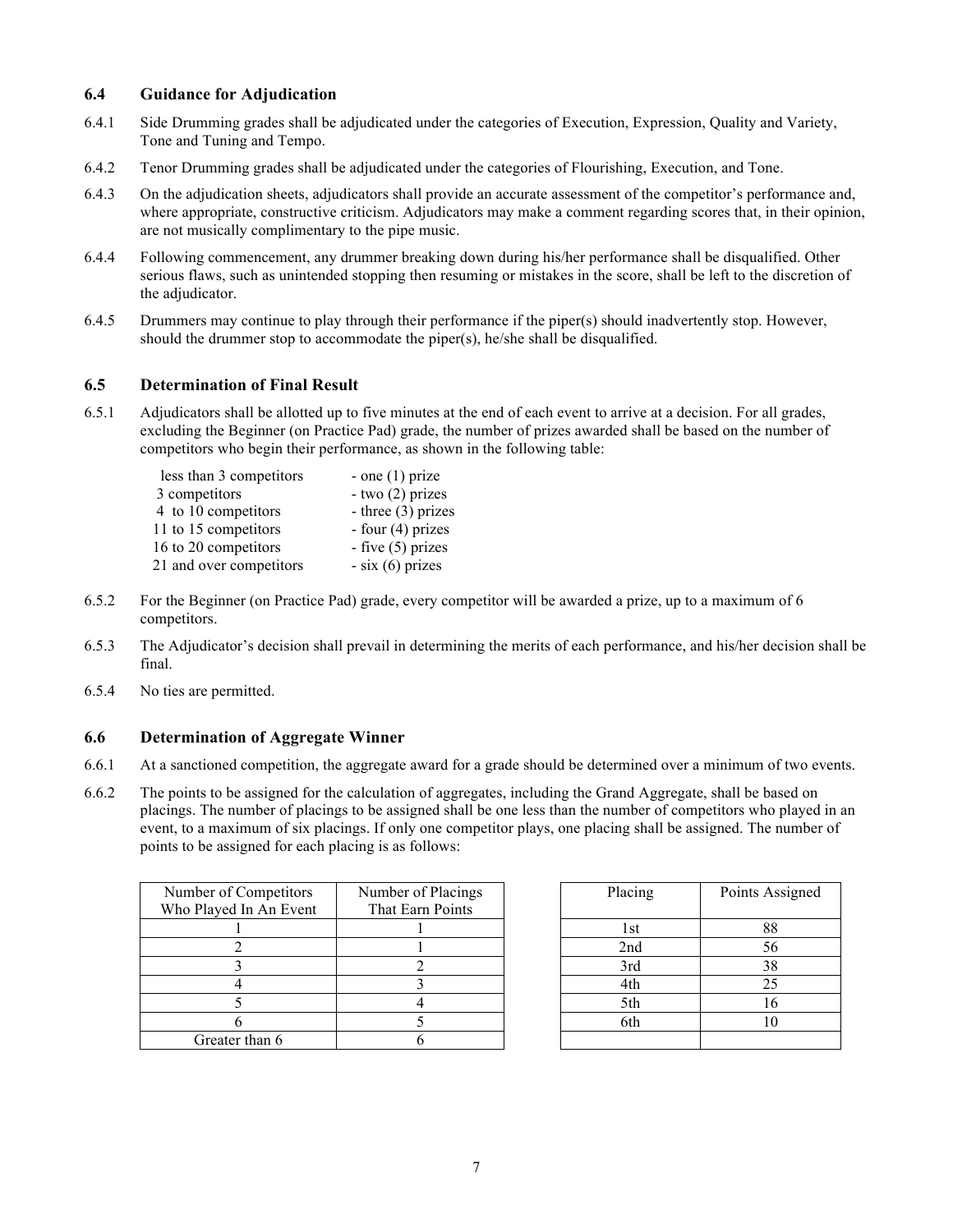### 6.4 Guidance for Adjudication

6.4.1 Side Drumming grades shall be adjudicated under the categories of Execution, Expression, Quality and Variety, Tone and Tuning and Tempo.

6.4.2 Tenor Drumming grades shall be adjudicated under the categories of Flourishing, Execution, and Tone.

6.4.3 On the adjudication sheets, adjudicators shall provide an accurate assessment of the competitor's performance and, where appropriate, constructive criticism. Adjudicators may make a comment regarding scores that, in their opinion, are not musically complimentary to the pipe music.

6.4.4 Following commencement, any drummer breaking down during his/her performance shall be disqualified. Other serious flaws, such as unintended stopping then resuming or mistakes in the score, shall be left to the discretion of the adjudicator.

6.4.5 Drummers may continue to play through their performance if the piper(s) should inadvertently stop. However, should the drummer stop to accommodate the piper(s), he/she shall be disqualified.

### 6.5 Determination of Final Result

6.5.1 Adjudicators shall be allotted up to five minutes at the end of each event to arrive at a decision. For all grades, excluding the Beginner (on Practice Pad) grade, the number of prizes awarded shall be based on the number of competitors who begin their performance, as shown in the following table:

| | |
|---|---|
| less than 3 competitors | - one (1) prize |
| 3 competitors | - two (2) prizes |
| 4 to 10 competitors | - three (3) prizes |
| 11 to 15 competitors | - four (4) prizes |
| 16 to 20 competitors | - five (5) prizes |
| 21 and over competitors | - six (6) prizes |

6.5.2 For the Beginner (on Practice Pad) grade, every competitor will be awarded a prize, up to a maximum of 6 competitors.

6.5.3 The Adjudicator's decision shall prevail in determining the merits of each performance, and his/her decision shall be final.

6.5.4 No ties are permitted.

### 6.6 Determination of Aggregate Winner

6.6.1 At a sanctioned competition, the aggregate award for a grade should be determined over a minimum of two events.

6.6.2 The points to be assigned for the calculation of aggregates, including the Grand Aggregate, shall be based on placings. The number of placings to be assigned shall be one less than the number of competitors who played in an event, to a maximum of six placings. If only one competitor plays, one placing shall be assigned. The number of points to be assigned for each placing is as follows:

| Number of Competitors Who Played In An Event | Number of Placings That Earn Points |
|---|---|
| 1 | 1 |
| 2 | 1 |
| 3 | 2 |
| 4 | 3 |
| 5 | 4 |
| 6 | 5 |
| Greater than 6 | 6 |

| Placing | Points Assigned |
|---|---|
| 1st | 88 |
| 2nd | 56 |
| 3rd | 38 |
| 4th | 25 |
| 5th | 16 |
| 6th | 10 |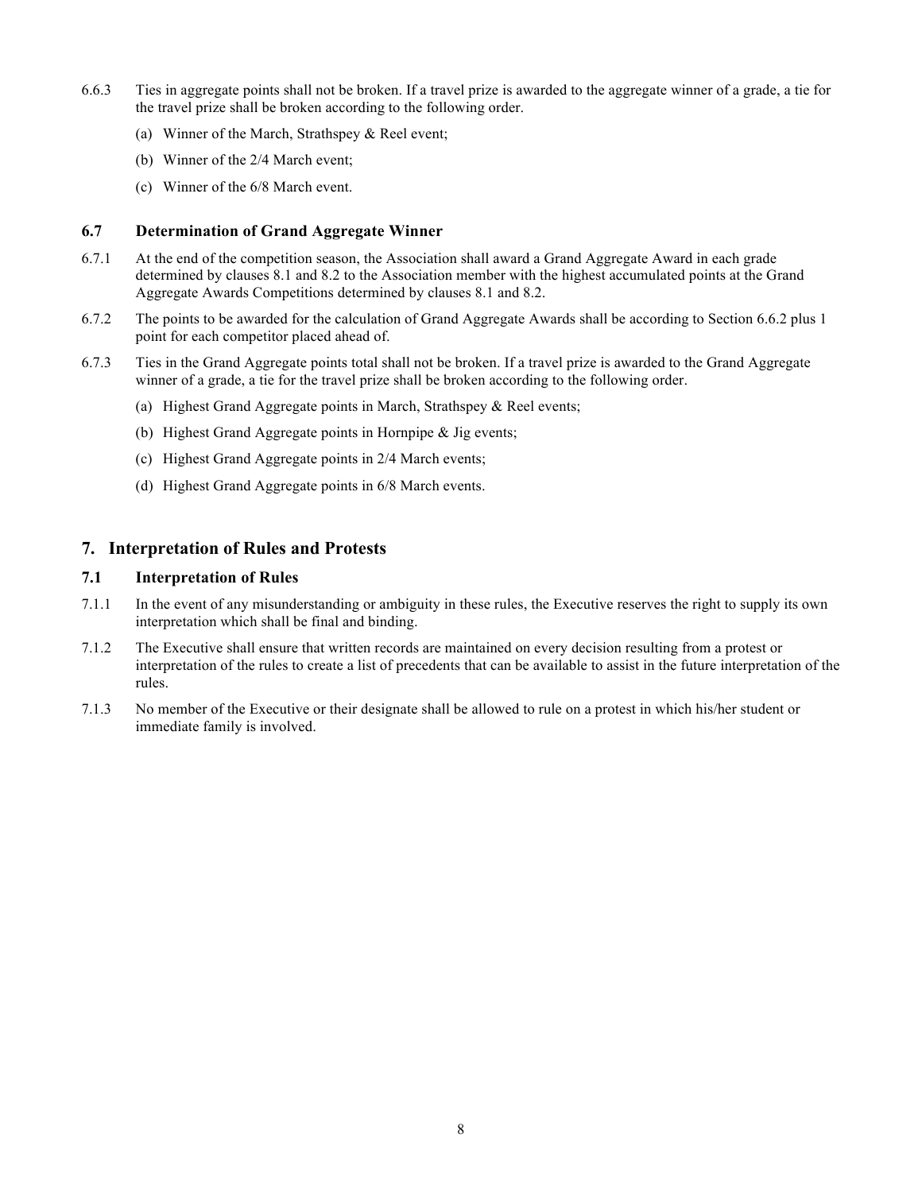6.6.3 Ties in aggregate points shall not be broken. If a travel prize is awarded to the aggregate winner of a grade, a tie for the travel prize shall be broken according to the following order.

(a) Winner of the March, Strathspey & Reel event;

(b) Winner of the 2/4 March event;

(c) Winner of the 6/8 March event.

### 6.7 Determination of Grand Aggregate Winner

6.7.1 At the end of the competition season, the Association shall award a Grand Aggregate Award in each grade determined by clauses 8.1 and 8.2 to the Association member with the highest accumulated points at the Grand Aggregate Awards Competitions determined by clauses 8.1 and 8.2.

6.7.2 The points to be awarded for the calculation of Grand Aggregate Awards shall be according to Section 6.6.2 plus 1 point for each competitor placed ahead of.

6.7.3 Ties in the Grand Aggregate points total shall not be broken. If a travel prize is awarded to the Grand Aggregate winner of a grade, a tie for the travel prize shall be broken according to the following order.

(a) Highest Grand Aggregate points in March, Strathspey & Reel events;

(b) Highest Grand Aggregate points in Hornpipe & Jig events;

(c) Highest Grand Aggregate points in 2/4 March events;

(d) Highest Grand Aggregate points in 6/8 March events.

## 7. Interpretation of Rules and Protests

### 7.1 Interpretation of Rules

7.1.1 In the event of any misunderstanding or ambiguity in these rules, the Executive reserves the right to supply its own interpretation which shall be final and binding.

7.1.2 The Executive shall ensure that written records are maintained on every decision resulting from a protest or interpretation of the rules to create a list of precedents that can be available to assist in the future interpretation of the rules.

7.1.3 No member of the Executive or their designate shall be allowed to rule on a protest in which his/her student or immediate family is involved.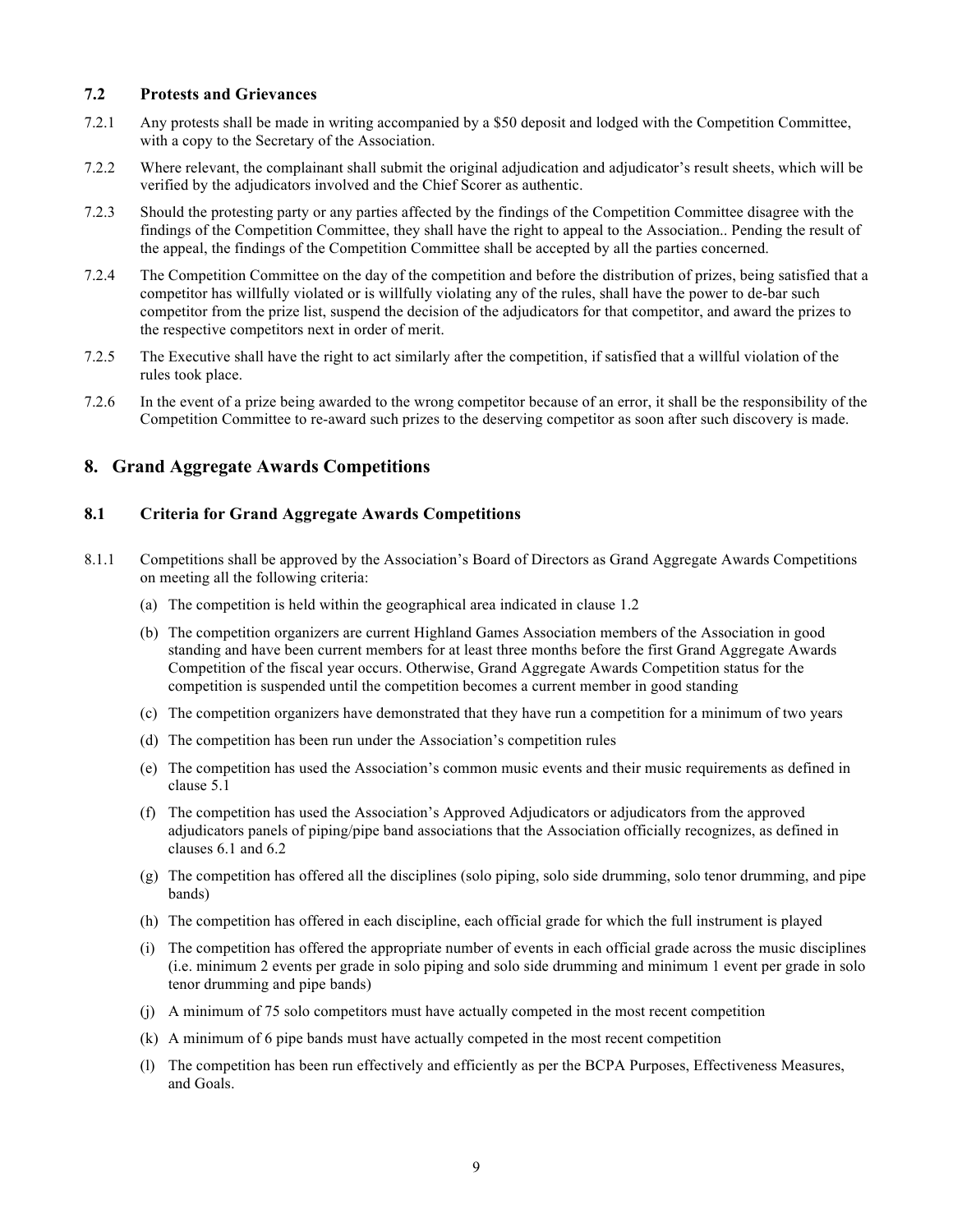### 7.2 Protests and Grievances

7.2.1 Any protests shall be made in writing accompanied by a $50 deposit and lodged with the Competition Committee, with a copy to the Secretary of the Association.

7.2.2 Where relevant, the complainant shall submit the original adjudication and adjudicator's result sheets, which will be verified by the adjudicators involved and the Chief Scorer as authentic.

7.2.3 Should the protesting party or any parties affected by the findings of the Competition Committee disagree with the findings of the Competition Committee, they shall have the right to appeal to the Association.. Pending the result of the appeal, the findings of the Competition Committee shall be accepted by all the parties concerned.

7.2.4 The Competition Committee on the day of the competition and before the distribution of prizes, being satisfied that a competitor has willfully violated or is willfully violating any of the rules, shall have the power to de-bar such competitor from the prize list, suspend the decision of the adjudicators for that competitor, and award the prizes to the respective competitors next in order of merit.

7.2.5 The Executive shall have the right to act similarly after the competition, if satisfied that a willful violation of the rules took place.

7.2.6 In the event of a prize being awarded to the wrong competitor because of an error, it shall be the responsibility of the Competition Committee to re-award such prizes to the deserving competitor as soon after such discovery is made.

## 8. Grand Aggregate Awards Competitions

### 8.1 Criteria for Grand Aggregate Awards Competitions

8.1.1 Competitions shall be approved by the Association's Board of Directors as Grand Aggregate Awards Competitions on meeting all the following criteria:

(a) The competition is held within the geographical area indicated in clause 1.2

(b) The competition organizers are current Highland Games Association members of the Association in good standing and have been current members for at least three months before the first Grand Aggregate Awards Competition of the fiscal year occurs. Otherwise, Grand Aggregate Awards Competition status for the competition is suspended until the competition becomes a current member in good standing

(c) The competition organizers have demonstrated that they have run a competition for a minimum of two years

(d) The competition has been run under the Association's competition rules

(e) The competition has used the Association's common music events and their music requirements as defined in clause 5.1

(f) The competition has used the Association's Approved Adjudicators or adjudicators from the approved adjudicators panels of piping/pipe band associations that the Association officially recognizes, as defined in clauses 6.1 and 6.2

(g) The competition has offered all the disciplines (solo piping, solo side drumming, solo tenor drumming, and pipe bands)

(h) The competition has offered in each discipline, each official grade for which the full instrument is played

(i) The competition has offered the appropriate number of events in each official grade across the music disciplines (i.e. minimum 2 events per grade in solo piping and solo side drumming and minimum 1 event per grade in solo tenor drumming and pipe bands)

(j) A minimum of 75 solo competitors must have actually competed in the most recent competition

(k) A minimum of 6 pipe bands must have actually competed in the most recent competition

(l) The competition has been run effectively and efficiently as per the BCPA Purposes, Effectiveness Measures, and Goals.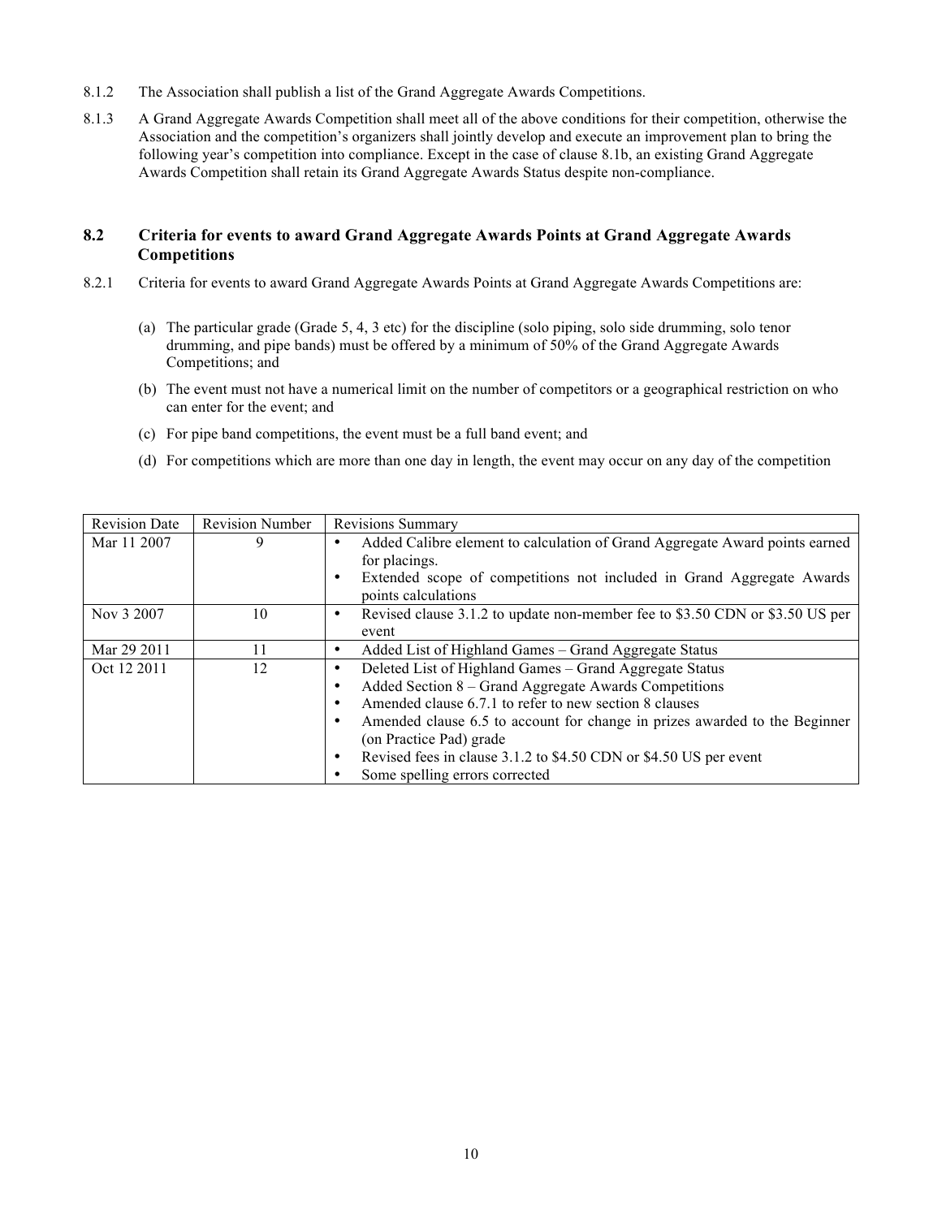8.1.2 The Association shall publish a list of the Grand Aggregate Awards Competitions.

8.1.3 A Grand Aggregate Awards Competition shall meet all of the above conditions for their competition, otherwise the Association and the competition's organizers shall jointly develop and execute an improvement plan to bring the following year's competition into compliance. Except in the case of clause 8.1b, an existing Grand Aggregate Awards Competition shall retain its Grand Aggregate Awards Status despite non-compliance.

## 8.2 Criteria for events to award Grand Aggregate Awards Points at Grand Aggregate Awards Competitions

8.2.1 Criteria for events to award Grand Aggregate Awards Points at Grand Aggregate Awards Competitions are:

(a) The particular grade (Grade 5, 4, 3 etc) for the discipline (solo piping, solo side drumming, solo tenor drumming, and pipe bands) must be offered by a minimum of 50% of the Grand Aggregate Awards Competitions; and

(b) The event must not have a numerical limit on the number of competitors or a geographical restriction on who can enter for the event; and

(c) For pipe band competitions, the event must be a full band event; and

(d) For competitions which are more than one day in length, the event may occur on any day of the competition

| Revision Date | Revision Number | Revisions Summary |
|---|---|---|
| Mar 11 2007 | 9 | • Added Calibre element to calculation of Grand Aggregate Award points earned for placings.<br>• Extended scope of competitions not included in Grand Aggregate Awards points calculations |
| Nov 3 2007 | 10 | • Revised clause 3.1.2 to update non-member fee to $3.50 CDN or $3.50 US per event |
| Mar 29 2011 | 11 | • Added List of Highland Games – Grand Aggregate Status |
| Oct 12 2011 | 12 | • Deleted List of Highland Games – Grand Aggregate Status<br>• Added Section 8 – Grand Aggregate Awards Competitions<br>• Amended clause 6.7.1 to refer to new section 8 clauses<br>• Amended clause 6.5 to account for change in prizes awarded to the Beginner (on Practice Pad) grade<br>• Revised fees in clause 3.1.2 to $4.50 CDN or $4.50 US per event<br>• Some spelling errors corrected |